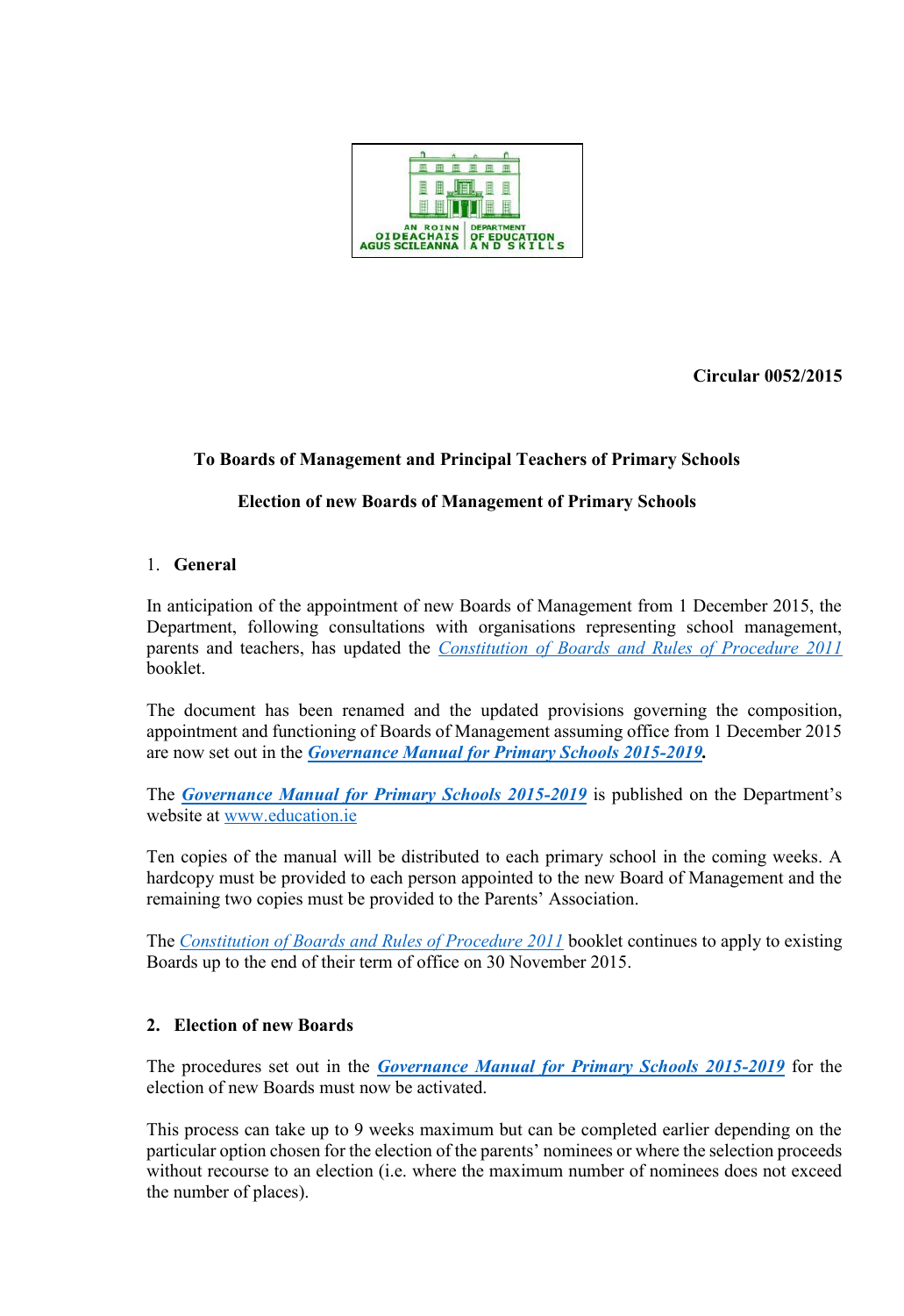AN ROINN OIDEACHAIS AGUS SCILEANNA | DEPARTMENT OF EDUCATION AND SKILLS

**Circular 0052/2015**

**To Boards of Management and Principal Teachers of Primary Schools**

**Election of new Boards of Management of Primary Schools**

## 1. General

In anticipation of the appointment of new Boards of Management from 1 December 2015, the Department, following consultations with organisations representing school management, parents and teachers, has updated the *Constitution of Boards and Rules of Procedure 2011* booklet.

The document has been renamed and the updated provisions governing the composition, appointment and functioning of Boards of Management assuming office from 1 December 2015 are now set out in the ***Governance Manual for Primary Schools 2015-2019.***

The ***Governance Manual for Primary Schools 2015-2019*** is published on the Department's website at www.education.ie

Ten copies of the manual will be distributed to each primary school in the coming weeks. A hardcopy must be provided to each person appointed to the new Board of Management and the remaining two copies must be provided to the Parents' Association.

The *Constitution of Boards and Rules of Procedure 2011* booklet continues to apply to existing Boards up to the end of their term of office on 30 November 2015.

## 2. Election of new Boards

The procedures set out in the ***Governance Manual for Primary Schools 2015-2019*** for the election of new Boards must now be activated.

This process can take up to 9 weeks maximum but can be completed earlier depending on the particular option chosen for the election of the parents' nominees or where the selection proceeds without recourse to an election (i.e. where the maximum number of nominees does not exceed the number of places).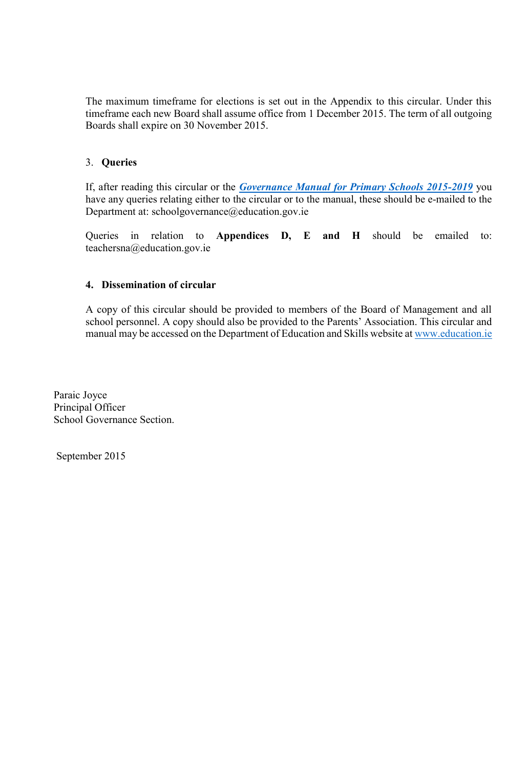The maximum timeframe for elections is set out in the Appendix to this circular. Under this timeframe each new Board shall assume office from 1 December 2015. The term of all outgoing Boards shall expire on 30 November 2015.

## 3. Queries

If, after reading this circular or the ***Governance Manual for Primary Schools 2015-2019*** you have any queries relating either to the circular or to the manual, these should be e-mailed to the Department at: schoolgovernance@education.gov.ie

Queries in relation to **Appendices D, E and H** should be emailed to: teachersna@education.gov.ie

## 4. Dissemination of circular

A copy of this circular should be provided to members of the Board of Management and all school personnel. A copy should also be provided to the Parents' Association. This circular and manual may be accessed on the Department of Education and Skills website at www.education.ie

Paraic Joyce  
Principal Officer  
School Governance Section.

September 2015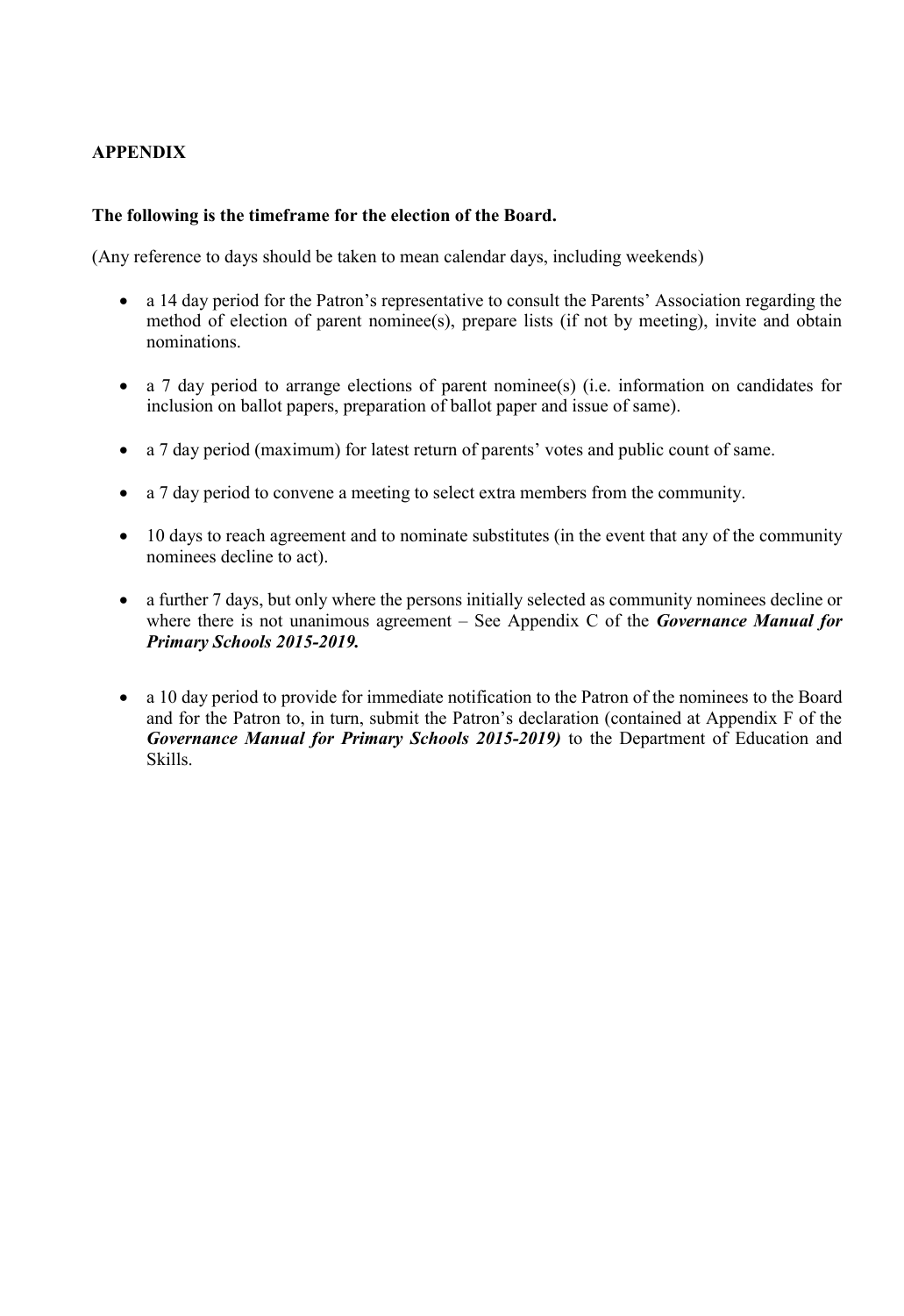**APPENDIX**

**The following is the timeframe for the election of the Board.**

(Any reference to days should be taken to mean calendar days, including weekends)

- a 14 day period for the Patron's representative to consult the Parents' Association regarding the method of election of parent nominee(s), prepare lists (if not by meeting), invite and obtain nominations.

- a 7 day period to arrange elections of parent nominee(s) (i.e. information on candidates for inclusion on ballot papers, preparation of ballot paper and issue of same).

- a 7 day period (maximum) for latest return of parents' votes and public count of same.

- a 7 day period to convene a meeting to select extra members from the community.

- 10 days to reach agreement and to nominate substitutes (in the event that any of the community nominees decline to act).

- a further 7 days, but only where the persons initially selected as community nominees decline or where there is not unanimous agreement – See Appendix C of the ***Governance Manual for Primary Schools 2015-2019.***

- a 10 day period to provide for immediate notification to the Patron of the nominees to the Board and for the Patron to, in turn, submit the Patron's declaration (contained at Appendix F of the ***Governance Manual for Primary Schools 2015-2019)*** to the Department of Education and Skills.